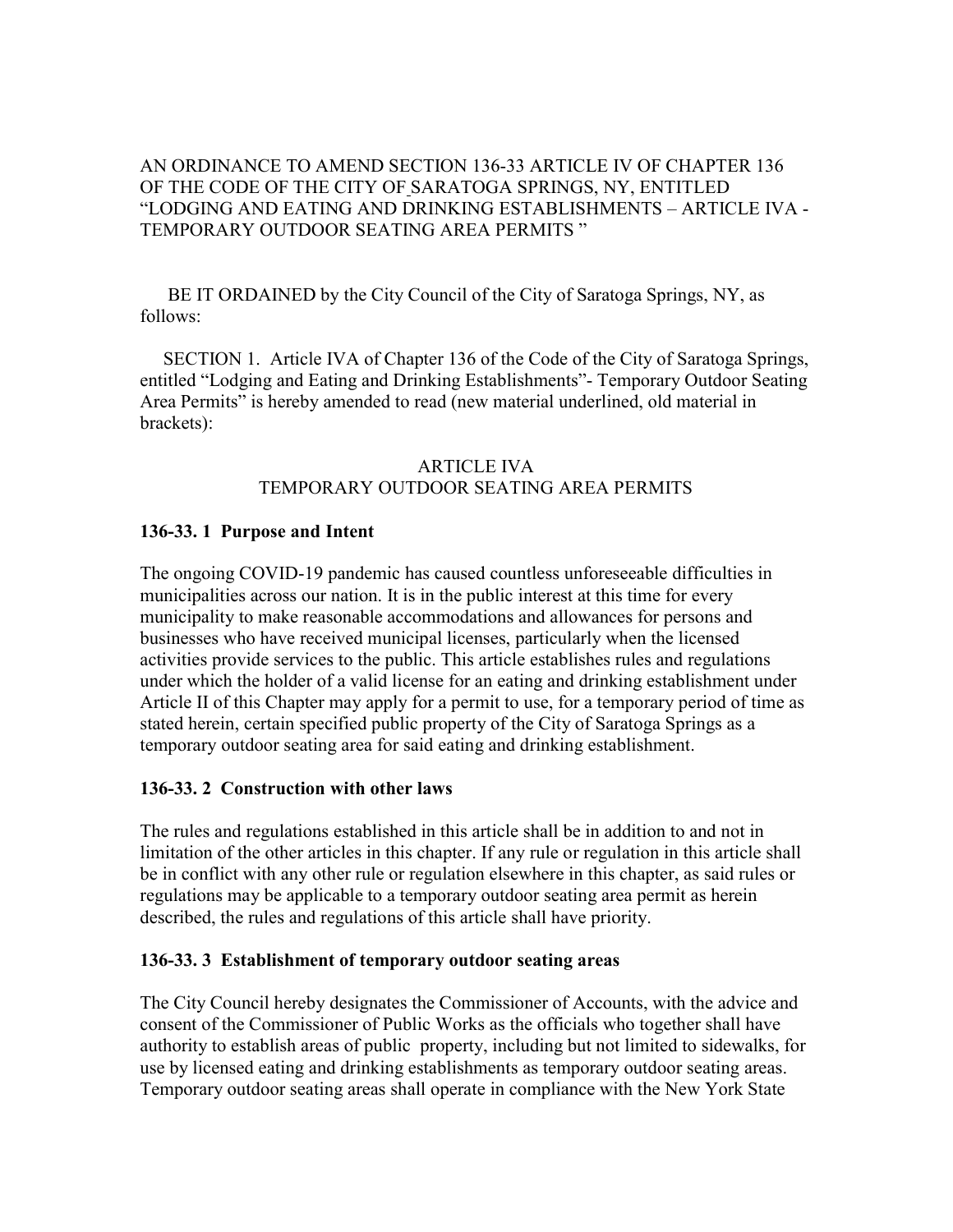AN ORDINANCE TO AMEND SECTION 136-33 ARTICLE IV OF CHAPTER 136 OF THE CODE OF THE CITY OF SARATOGA SPRINGS, NY, ENTITLED "LODGING AND EATING AND DRINKING ESTABLISHMENTS – ARTICLE IVA - TEMPORARY OUTDOOR SEATING AREA PERMITS "

BE IT ORDAINED by the City Council of the City of Saratoga Springs, NY, as follows:

SECTION 1. Article IVA of Chapter 136 of the Code of the City of Saratoga Springs, entitled "Lodging and Eating and Drinking Establishments"- Temporary Outdoor Seating Area Permits" is hereby amended to read (new material underlined, old material in brackets):

ARTICLE IVA
TEMPORARY OUTDOOR SEATING AREA PERMITS

**136-33. 1 Purpose and Intent**

The ongoing COVID-19 pandemic has caused countless unforeseeable difficulties in municipalities across our nation. It is in the public interest at this time for every municipality to make reasonable accommodations and allowances for persons and businesses who have received municipal licenses, particularly when the licensed activities provide services to the public. This article establishes rules and regulations under which the holder of a valid license for an eating and drinking establishment under Article II of this Chapter may apply for a permit to use, for a temporary period of time as stated herein, certain specified public property of the City of Saratoga Springs as a temporary outdoor seating area for said eating and drinking establishment.

**136-33. 2 Construction with other laws**

The rules and regulations established in this article shall be in addition to and not in limitation of the other articles in this chapter. If any rule or regulation in this article shall be in conflict with any other rule or regulation elsewhere in this chapter, as said rules or regulations may be applicable to a temporary outdoor seating area permit as herein described, the rules and regulations of this article shall have priority.

**136-33. 3 Establishment of temporary outdoor seating areas**

The City Council hereby designates the Commissioner of Accounts, with the advice and consent of the Commissioner of Public Works as the officials who together shall have authority to establish areas of public property, including but not limited to sidewalks, for use by licensed eating and drinking establishments as temporary outdoor seating areas. Temporary outdoor seating areas shall operate in compliance with the New York State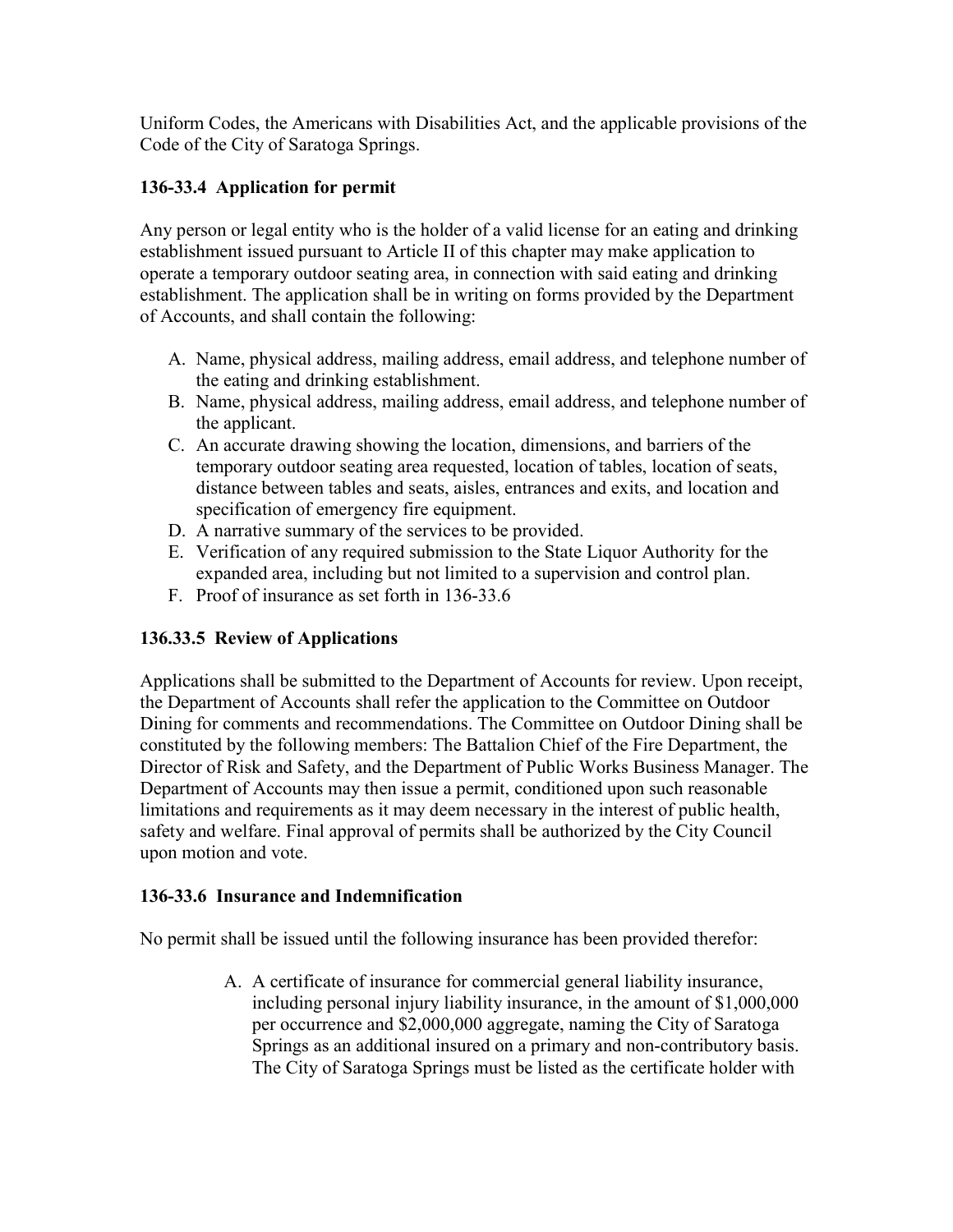Uniform Codes, the Americans with Disabilities Act, and the applicable provisions of the Code of the City of Saratoga Springs.

### 136-33.4 Application for permit

Any person or legal entity who is the holder of a valid license for an eating and drinking establishment issued pursuant to Article II of this chapter may make application to operate a temporary outdoor seating area, in connection with said eating and drinking establishment. The application shall be in writing on forms provided by the Department of Accounts, and shall contain the following:

A. Name, physical address, mailing address, email address, and telephone number of the eating and drinking establishment.
B. Name, physical address, mailing address, email address, and telephone number of the applicant.
C. An accurate drawing showing the location, dimensions, and barriers of the temporary outdoor seating area requested, location of tables, location of seats, distance between tables and seats, aisles, entrances and exits, and location and specification of emergency fire equipment.
D. A narrative summary of the services to be provided.
E. Verification of any required submission to the State Liquor Authority for the expanded area, including but not limited to a supervision and control plan.
F. Proof of insurance as set forth in 136-33.6

### 136.33.5 Review of Applications

Applications shall be submitted to the Department of Accounts for review. Upon receipt, the Department of Accounts shall refer the application to the Committee on Outdoor Dining for comments and recommendations. The Committee on Outdoor Dining shall be constituted by the following members: The Battalion Chief of the Fire Department, the Director of Risk and Safety, and the Department of Public Works Business Manager. The Department of Accounts may then issue a permit, conditioned upon such reasonable limitations and requirements as it may deem necessary in the interest of public health, safety and welfare. Final approval of permits shall be authorized by the City Council upon motion and vote.

### 136-33.6 Insurance and Indemnification

No permit shall be issued until the following insurance has been provided therefor:

A. A certificate of insurance for commercial general liability insurance, including personal injury liability insurance, in the amount of $1,000,000 per occurrence and $2,000,000 aggregate, naming the City of Saratoga Springs as an additional insured on a primary and non-contributory basis. The City of Saratoga Springs must be listed as the certificate holder with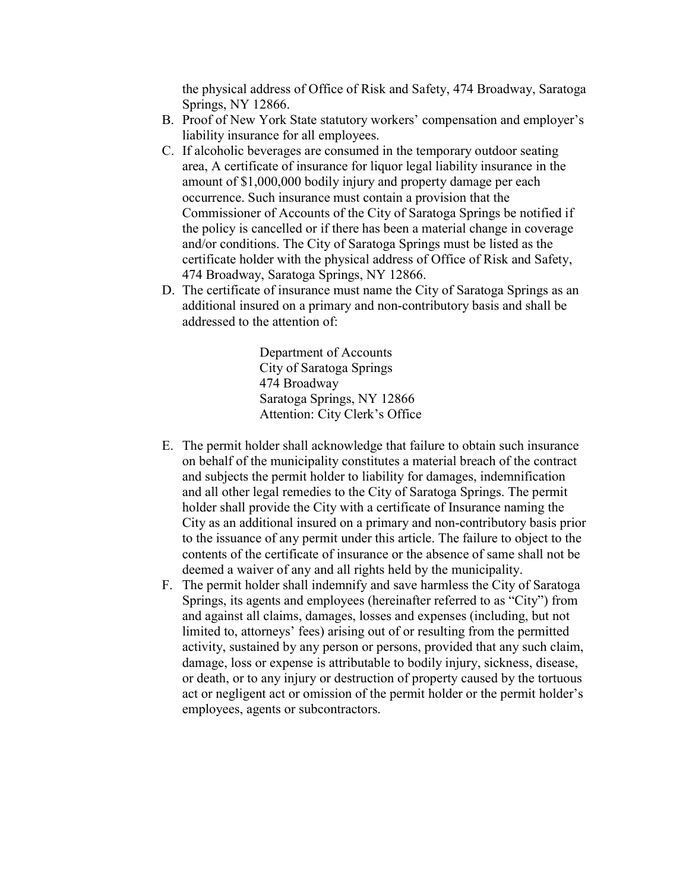the physical address of Office of Risk and Safety, 474 Broadway, Saratoga Springs, NY 12866.

B. Proof of New York State statutory workers' compensation and employer's liability insurance for all employees.

C. If alcoholic beverages are consumed in the temporary outdoor seating area, A certificate of insurance for liquor legal liability insurance in the amount of $1,000,000 bodily injury and property damage per each occurrence. Such insurance must contain a provision that the Commissioner of Accounts of the City of Saratoga Springs be notified if the policy is cancelled or if there has been a material change in coverage and/or conditions. The City of Saratoga Springs must be listed as the certificate holder with the physical address of Office of Risk and Safety, 474 Broadway, Saratoga Springs, NY 12866.

D. The certificate of insurance must name the City of Saratoga Springs as an additional insured on a primary and non-contributory basis and shall be addressed to the attention of:

   Department of Accounts
   City of Saratoga Springs
   474 Broadway
   Saratoga Springs, NY 12866
   Attention: City Clerk's Office

E. The permit holder shall acknowledge that failure to obtain such insurance on behalf of the municipality constitutes a material breach of the contract and subjects the permit holder to liability for damages, indemnification and all other legal remedies to the City of Saratoga Springs. The permit holder shall provide the City with a certificate of Insurance naming the City as an additional insured on a primary and non-contributory basis prior to the issuance of any permit under this article. The failure to object to the contents of the certificate of insurance or the absence of same shall not be deemed a waiver of any and all rights held by the municipality.

F. The permit holder shall indemnify and save harmless the City of Saratoga Springs, its agents and employees (hereinafter referred to as "City") from and against all claims, damages, losses and expenses (including, but not limited to, attorneys' fees) arising out of or resulting from the permitted activity, sustained by any person or persons, provided that any such claim, damage, loss or expense is attributable to bodily injury, sickness, disease, or death, or to any injury or destruction of property caused by the tortuous act or negligent act or omission of the permit holder or the permit holder's employees, agents or subcontractors.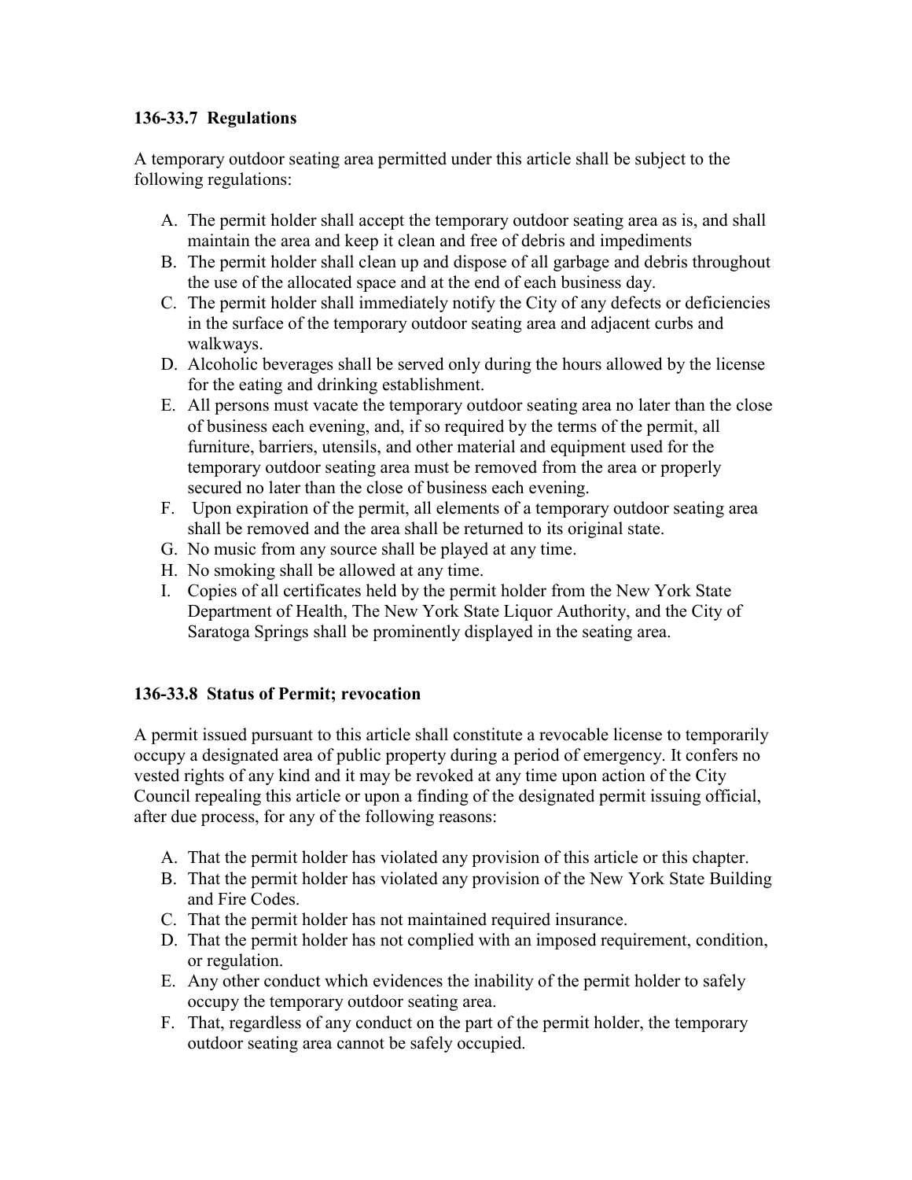### 136-33.7 Regulations

A temporary outdoor seating area permitted under this article shall be subject to the following regulations:

A. The permit holder shall accept the temporary outdoor seating area as is, and shall maintain the area and keep it clean and free of debris and impediments
B. The permit holder shall clean up and dispose of all garbage and debris throughout the use of the allocated space and at the end of each business day.
C. The permit holder shall immediately notify the City of any defects or deficiencies in the surface of the temporary outdoor seating area and adjacent curbs and walkways.
D. Alcoholic beverages shall be served only during the hours allowed by the license for the eating and drinking establishment.
E. All persons must vacate the temporary outdoor seating area no later than the close of business each evening, and, if so required by the terms of the permit, all furniture, barriers, utensils, and other material and equipment used for the temporary outdoor seating area must be removed from the area or properly secured no later than the close of business each evening.
F. Upon expiration of the permit, all elements of a temporary outdoor seating area shall be removed and the area shall be returned to its original state.
G. No music from any source shall be played at any time.
H. No smoking shall be allowed at any time.
I. Copies of all certificates held by the permit holder from the New York State Department of Health, The New York State Liquor Authority, and the City of Saratoga Springs shall be prominently displayed in the seating area.

### 136-33.8 Status of Permit; revocation

A permit issued pursuant to this article shall constitute a revocable license to temporarily occupy a designated area of public property during a period of emergency. It confers no vested rights of any kind and it may be revoked at any time upon action of the City Council repealing this article or upon a finding of the designated permit issuing official, after due process, for any of the following reasons:

A. That the permit holder has violated any provision of this article or this chapter.
B. That the permit holder has violated any provision of the New York State Building and Fire Codes.
C. That the permit holder has not maintained required insurance.
D. That the permit holder has not complied with an imposed requirement, condition, or regulation.
E. Any other conduct which evidences the inability of the permit holder to safely occupy the temporary outdoor seating area.
F. That, regardless of any conduct on the part of the permit holder, the temporary outdoor seating area cannot be safely occupied.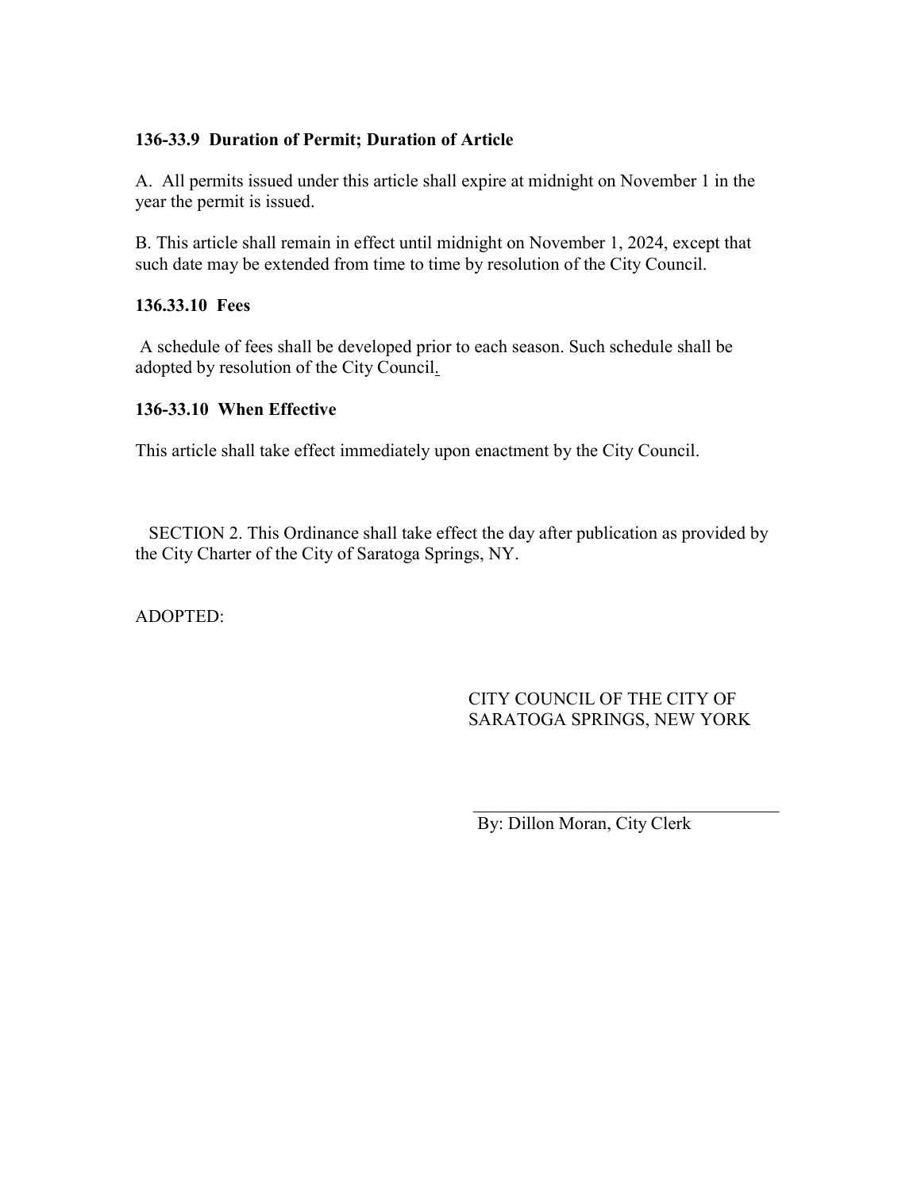**136-33.9 Duration of Permit; Duration of Article**

A. All permits issued under this article shall expire at midnight on November 1 in the year the permit is issued.

B. This article shall remain in effect until midnight on November 1, 2024, except that such date may be extended from time to time by resolution of the City Council.

**136.33.10 Fees**

A schedule of fees shall be developed prior to each season. Such schedule shall be adopted by resolution of the City Council.

**136-33.10 When Effective**

This article shall take effect immediately upon enactment by the City Council.

SECTION 2. This Ordinance shall take effect the day after publication as provided by the City Charter of the City of Saratoga Springs, NY.

ADOPTED:

CITY COUNCIL OF THE CITY OF
SARATOGA SPRINGS, NEW YORK

___________________________________
By: Dillon Moran, City Clerk